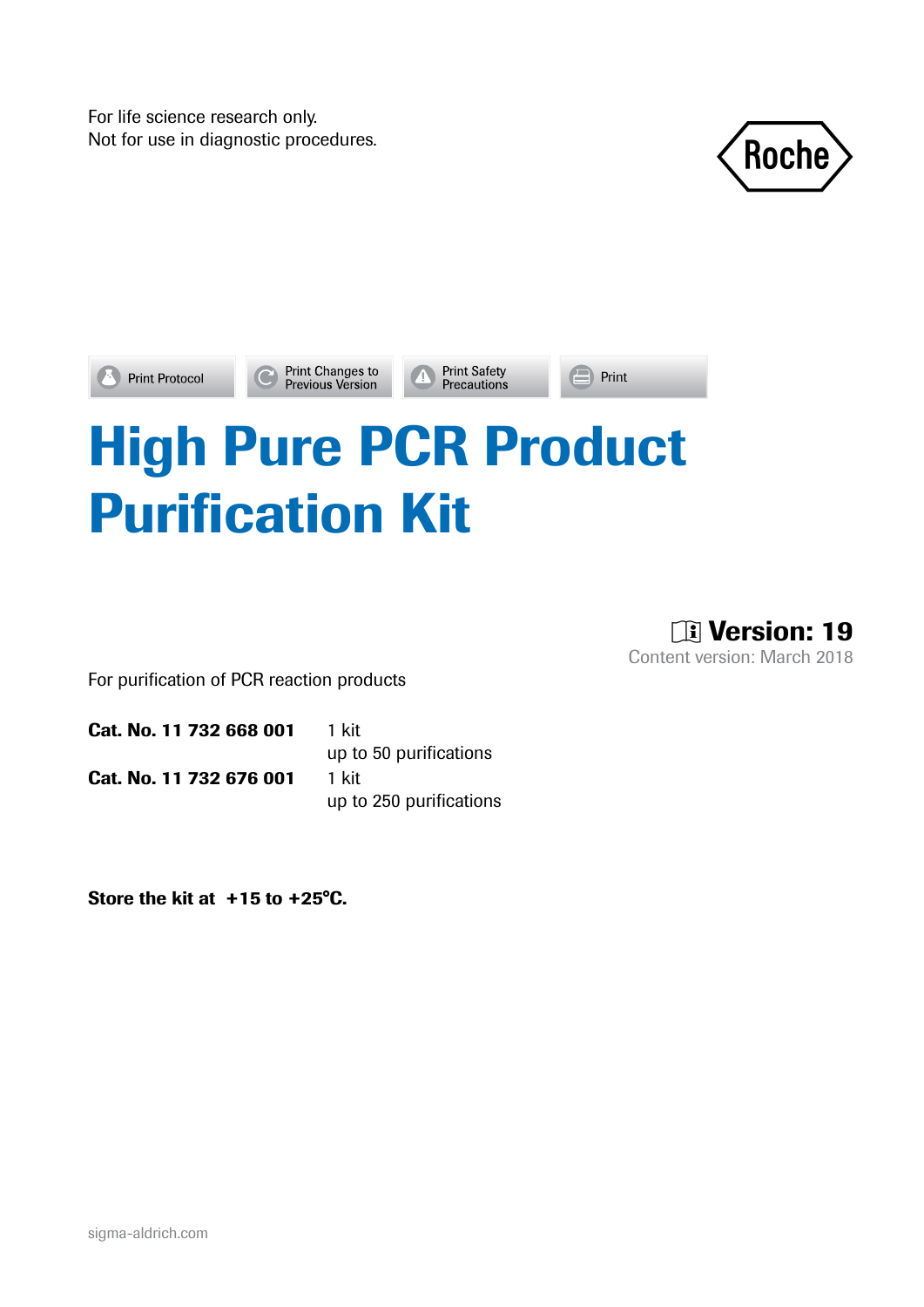For life science research only.
Not for use in diagnostic procedures.

Roche

Print Protocol | Print Changes to Previous Version | Print Safety Precautions | Print

# High Pure PCR Product Purification Kit

**Version: 19**
Content version: March 2018

For purification of PCR reaction products

| | |
|---|---|
| **Cat. No. 11 732 668 001** | 1 kit<br>up to 50 purifications |
| **Cat. No. 11 732 676 001** | 1 kit<br>up to 250 purifications |

**Store the kit at +15 to +25°C.**

sigma-aldrich.com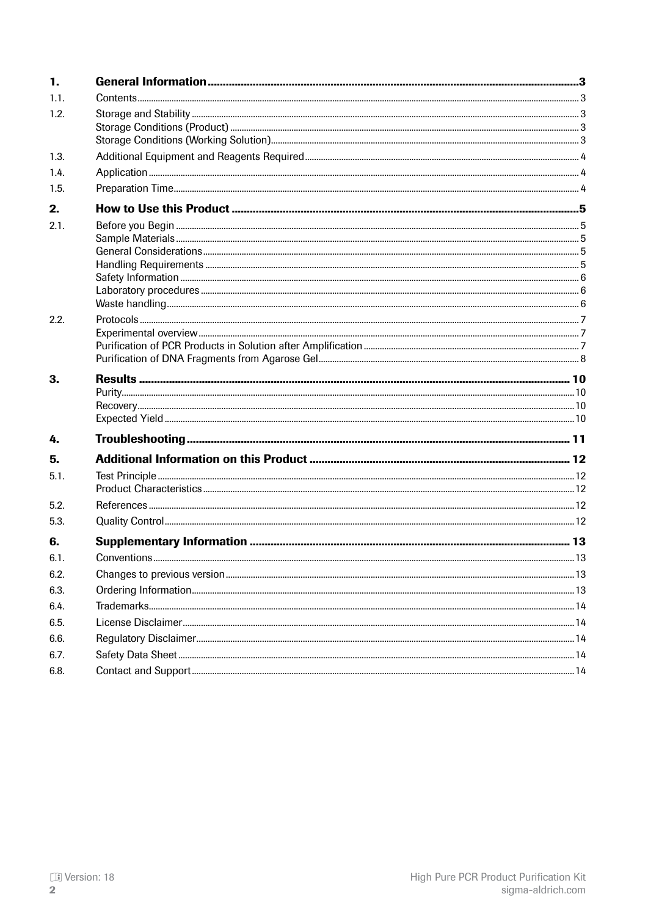| | | |
|---|---|---|
| **1.** | **General Information** | **3** |
| 1.1. | Contents | 3 |
| 1.2. | Storage and Stability | 3 |
| | Storage Conditions (Product) | 3 |
| | Storage Conditions (Working Solution) | 3 |
| 1.3. | Additional Equipment and Reagents Required | 4 |
| 1.4. | Application | 4 |
| 1.5. | Preparation Time | 4 |
| **2.** | **How to Use this Product** | **5** |
| 2.1. | Before you Begin | 5 |
| | Sample Materials | 5 |
| | General Considerations | 5 |
| | Handling Requirements | 5 |
| | Safety Information | 6 |
| | Laboratory procedures | 6 |
| | Waste handling | 6 |
| 2.2. | Protocols | 7 |
| | Experimental overview | 7 |
| | Purification of PCR Products in Solution after Amplification | 7 |
| | Purification of DNA Fragments from Agarose Gel | 8 |
| **3.** | **Results** | **10** |
| | Purity | 10 |
| | Recovery | 10 |
| | Expected Yield | 10 |
| **4.** | **Troubleshooting** | **11** |
| **5.** | **Additional Information on this Product** | **12** |
| 5.1. | Test Principle | 12 |
| | Product Characteristics | 12 |
| 5.2. | References | 12 |
| 5.3. | Quality Control | 12 |
| **6.** | **Supplementary Information** | **13** |
| 6.1. | Conventions | 13 |
| 6.2. | Changes to previous version | 13 |
| 6.3. | Ordering Information | 13 |
| 6.4. | Trademarks | 14 |
| 6.5. | License Disclaimer | 14 |
| 6.6. | Regulatory Disclaimer | 14 |
| 6.7. | Safety Data Sheet | 14 |
| 6.8. | Contact and Support | 14 |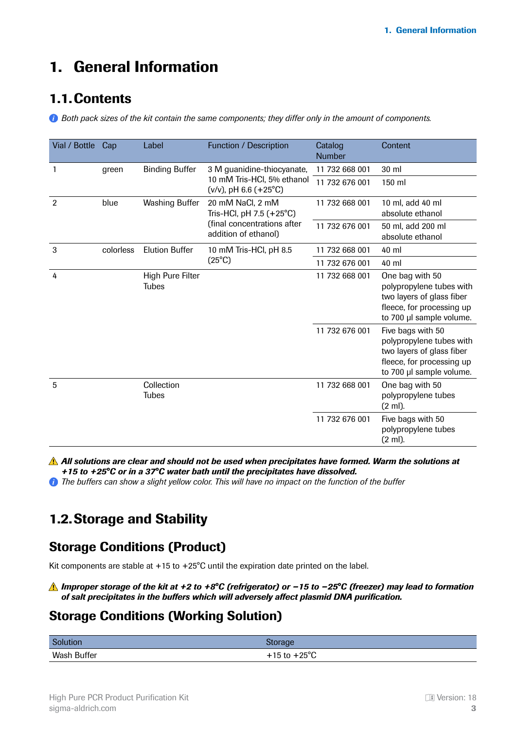# 1. General Information

## 1.1. Contents

*Both pack sizes of the kit contain the same components; they differ only in the amount of components.*

| Vial / Bottle | Cap | Label | Function / Description | Catalog Number | Content |
|---|---|---|---|---|---|
| 1 | green | Binding Buffer | 3 M guanidine-thiocyanate, 10 mM Tris-HCl, 5% ethanol (v/v), pH 6.6 (+25°C) | 11 732 668 001 | 30 ml |
| | | | | 11 732 676 001 | 150 ml |
| 2 | blue | Washing Buffer | 20 mM NaCl, 2 mM Tris-HCl, pH 7.5 (+25°C) (final concentrations after addition of ethanol) | 11 732 668 001 | 10 ml, add 40 ml absolute ethanol |
| | | | | 11 732 676 001 | 50 ml, add 200 ml absolute ethanol |
| 3 | colorless | Elution Buffer | 10 mM Tris-HCl, pH 8.5 (25°C) | 11 732 668 001 | 40 ml |
| | | | | 11 732 676 001 | 40 ml |
| 4 | | High Pure Filter Tubes | | 11 732 668 001 | One bag with 50 polypropylene tubes with two layers of glass fiber fleece, for processing up to 700 µl sample volume. |
| | | | | 11 732 676 001 | Five bags with 50 polypropylene tubes with two layers of glass fiber fleece, for processing up to 700 µl sample volume. |
| 5 | | Collection Tubes | | 11 732 668 001 | One bag with 50 polypropylene tubes (2 ml). |
| | | | | 11 732 676 001 | Five bags with 50 polypropylene tubes (2 ml). |

⚠ ***All solutions are clear and should not be used when precipitates have formed. Warm the solutions at +15 to +25°C or in a 37°C water bath until the precipitates have dissolved.***

*The buffers can show a slight yellow color. This will have no impact on the function of the buffer*

## 1.2. Storage and Stability

### Storage Conditions (Product)

Kit components are stable at +15 to +25°C until the expiration date printed on the label.

⚠ ***Improper storage of the kit at +2 to +8°C (refrigerator) or −15 to −25°C (freezer) may lead to formation of salt precipitates in the buffers which will adversely affect plasmid DNA purification.***

### Storage Conditions (Working Solution)

| Solution | Storage |
|---|---|
| Wash Buffer | +15 to +25°C |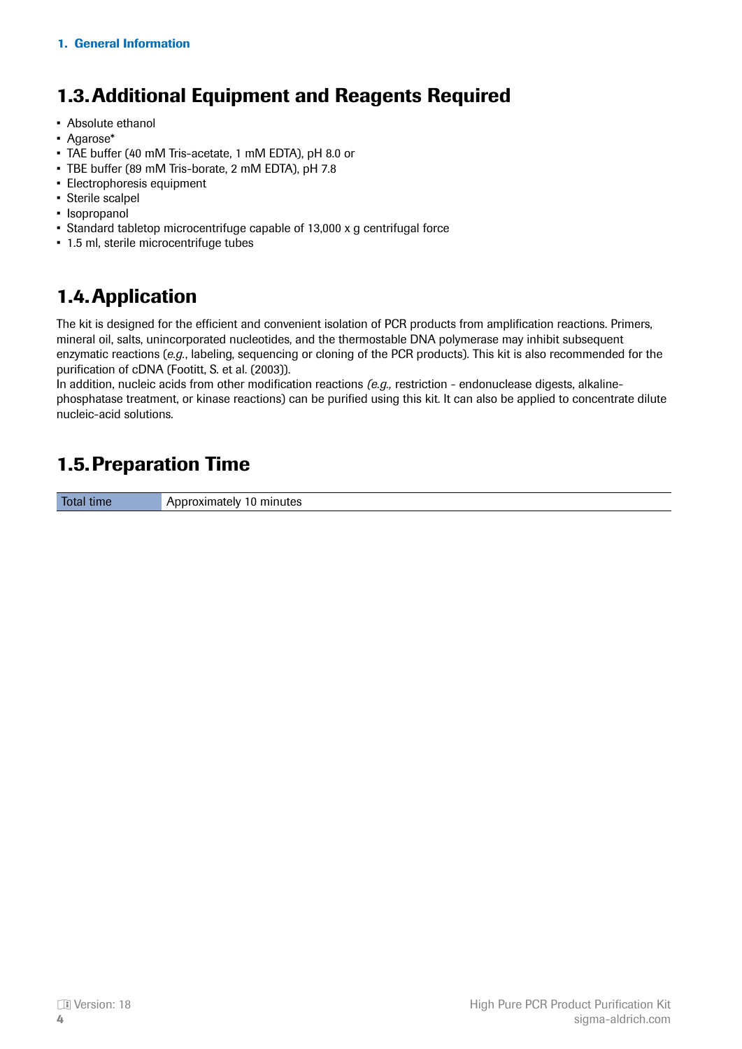## 1.3. Additional Equipment and Reagents Required

- Absolute ethanol
- Agarose*
- TAE buffer (40 mM Tris-acetate, 1 mM EDTA), pH 8.0 or
- TBE buffer (89 mM Tris-borate, 2 mM EDTA), pH 7.8
- Electrophoresis equipment
- Sterile scalpel
- Isopropanol
- Standard tabletop microcentrifuge capable of 13,000 x g centrifugal force
- 1.5 ml, sterile microcentrifuge tubes

## 1.4. Application

The kit is designed for the efficient and convenient isolation of PCR products from amplification reactions. Primers, mineral oil, salts, unincorporated nucleotides, and the thermostable DNA polymerase may inhibit subsequent enzymatic reactions (*e.g.*, labeling, sequencing or cloning of the PCR products). This kit is also recommended for the purification of cDNA (Footitt, S. et al. (2003)).
In addition, nucleic acids from other modification reactions *(e.g.,* restriction - endonuclease digests, alkaline-phosphatase treatment, or kinase reactions) can be purified using this kit. It can also be applied to concentrate dilute nucleic-acid solutions.

## 1.5. Preparation Time

| Total time | Approximately 10 minutes |
| --- | --- |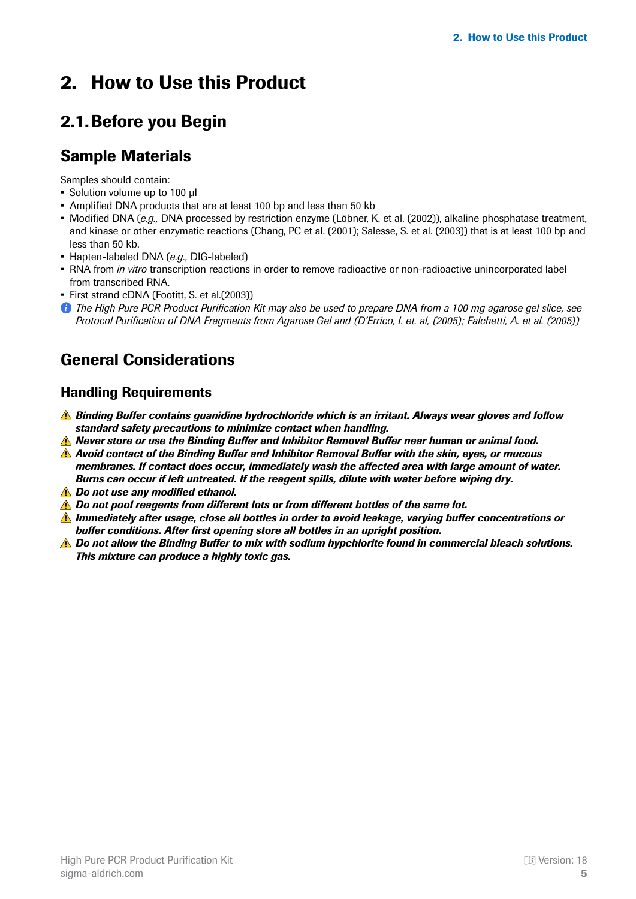# 2. How to Use this Product

## 2.1. Before you Begin

### Sample Materials

Samples should contain:

- Solution volume up to 100 µl
- Amplified DNA products that are at least 100 bp and less than 50 kb
- Modified DNA (*e.g.,* DNA processed by restriction enzyme (Löbner, K. et al. (2002)), alkaline phosphatase treatment, and kinase or other enzymatic reactions (Chang, PC et al. (2001); Salesse, S. et al. (2003)) that is at least 100 bp and less than 50 kb.
- Hapten-labeled DNA (*e.g.,* DIG-labeled)
- RNA from *in vitro* transcription reactions in order to remove radioactive or non-radioactive unincorporated label from transcribed RNA.
- First strand cDNA (Footitt, S. et al.(2003))

ℹ *The High Pure PCR Product Purification Kit may also be used to prepare DNA from a 100 mg agarose gel slice, see Protocol Purification of DNA Fragments from Agarose Gel and (D'Errico, I. et. al, (2005); Falchetti, A. et al. (2005))*

### General Considerations

#### Handling Requirements

⚠ ***Binding Buffer contains guanidine hydrochloride which is an irritant. Always wear gloves and follow standard safety precautions to minimize contact when handling.***

⚠ ***Never store or use the Binding Buffer and Inhibitor Removal Buffer near human or animal food.***

⚠ ***Avoid contact of the Binding Buffer and Inhibitor Removal Buffer with the skin, eyes, or mucous membranes. If contact does occur, immediately wash the affected area with large amount of water. Burns can occur if left untreated. If the reagent spills, dilute with water before wiping dry.***

⚠ ***Do not use any modified ethanol.***

⚠ ***Do not pool reagents from different lots or from different bottles of the same lot.***

⚠ ***Immediately after usage, close all bottles in order to avoid leakage, varying buffer concentrations or buffer conditions. After first opening store all bottles in an upright position.***

⚠ ***Do not allow the Binding Buffer to mix with sodium hypchlorite found in commercial bleach solutions. This mixture can produce a highly toxic gas.***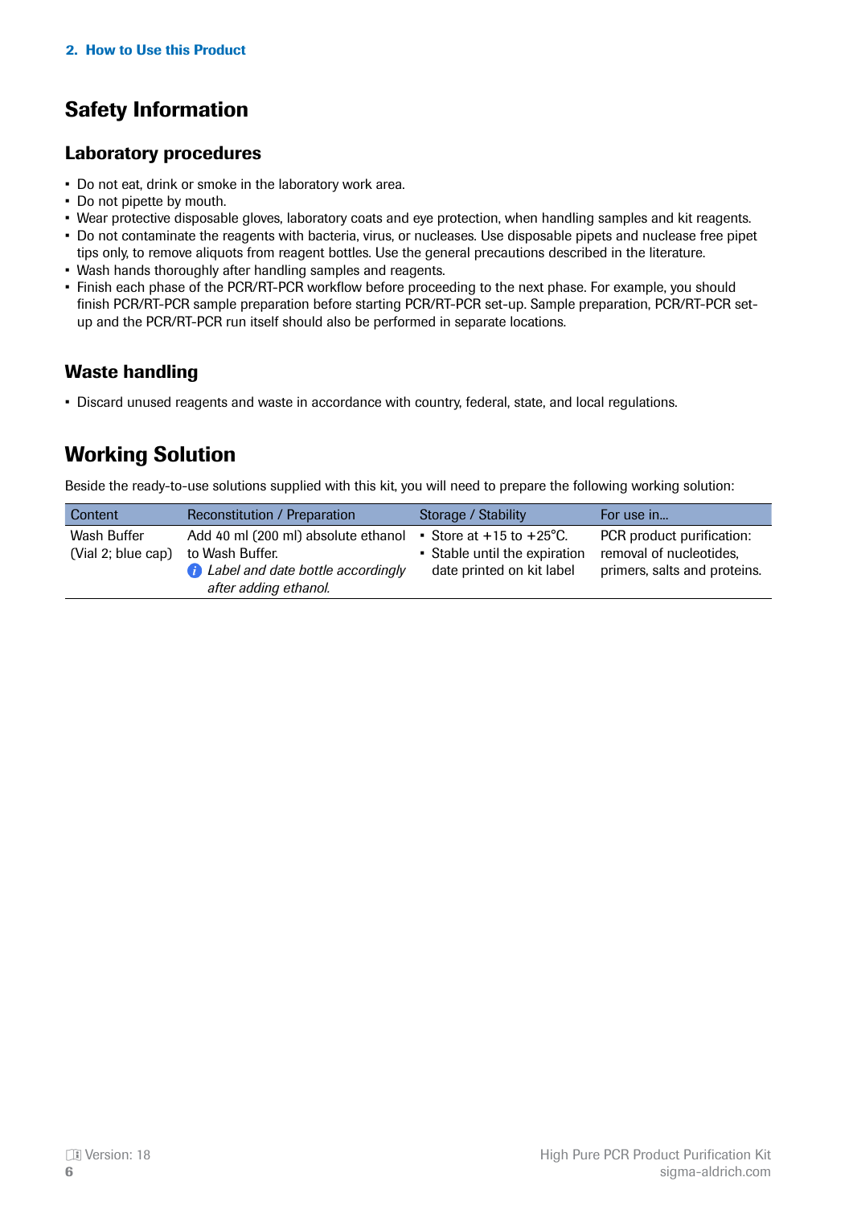## Safety Information

### Laboratory procedures

- Do not eat, drink or smoke in the laboratory work area.
- Do not pipette by mouth.
- Wear protective disposable gloves, laboratory coats and eye protection, when handling samples and kit reagents.
- Do not contaminate the reagents with bacteria, virus, or nucleases. Use disposable pipets and nuclease free pipet tips only, to remove aliquots from reagent bottles. Use the general precautions described in the literature.
- Wash hands thoroughly after handling samples and reagents.
- Finish each phase of the PCR/RT-PCR workflow before proceeding to the next phase. For example, you should finish PCR/RT-PCR sample preparation before starting PCR/RT-PCR set-up. Sample preparation, PCR/RT-PCR set-up and the PCR/RT-PCR run itself should also be performed in separate locations.

### Waste handling

- Discard unused reagents and waste in accordance with country, federal, state, and local regulations.

## Working Solution

Beside the ready-to-use solutions supplied with this kit, you will need to prepare the following working solution:

| Content | Reconstitution / Preparation | Storage / Stability | For use in... |
|---|---|---|---|
| Wash Buffer (Vial 2; blue cap) | Add 40 ml (200 ml) absolute ethanol to Wash Buffer. *Label and date bottle accordingly after adding ethanol.* | • Store at +15 to +25°C. • Stable until the expiration date printed on kit label | PCR product purification: removal of nucleotides, primers, salts and proteins. |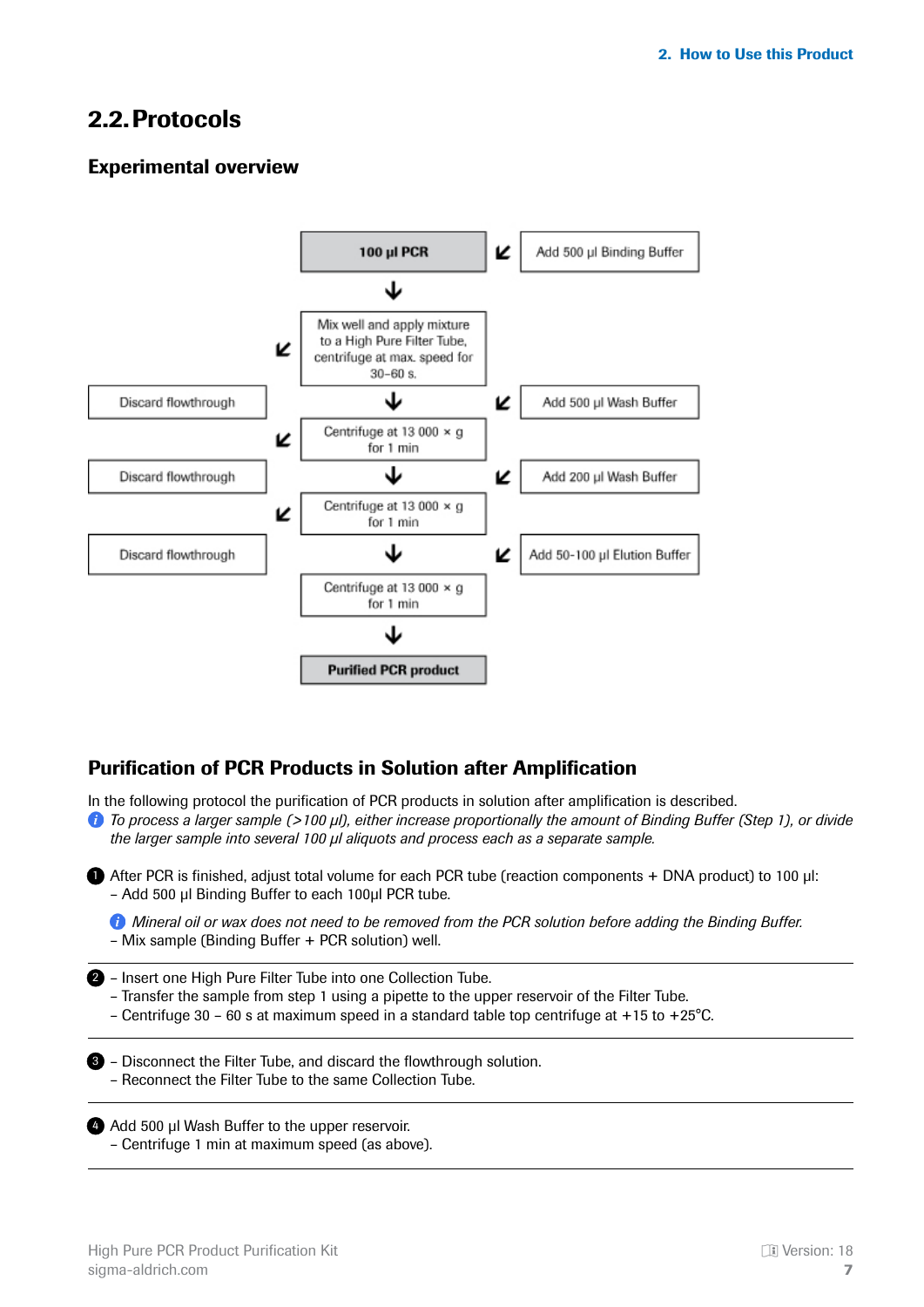## 2.2. Protocols

### Experimental overview

| Discard | Main workflow | Add |
|---|---|---|
| | **100 µl PCR** | Add 500 µl Binding Buffer |
| | Mix well and apply mixture to a High Pure Filter Tube, centrifuge at max. speed for 30–60 s. | |
| Discard flowthrough | | Add 500 µl Wash Buffer |
| | Centrifuge at 13 000 × g for 1 min | |
| Discard flowthrough | | Add 200 µl Wash Buffer |
| | Centrifuge at 13 000 × g for 1 min | |
| Discard flowthrough | | Add 50-100 µl Elution Buffer |
| | Centrifuge at 13 000 × g for 1 min | |
| | **Purified PCR product** | |

### Purification of PCR Products in Solution after Amplification

In the following protocol the purification of PCR products in solution after amplification is described.

*To process a larger sample (>100 µl), either increase proportionally the amount of Binding Buffer (Step 1), or divide the larger sample into several 100 µl aliquots and process each as a separate sample.*

1. After PCR is finished, adjust total volume for each PCR tube (reaction components + DNA product) to 100 µl:
   - Add 500 µl Binding Buffer to each 100µl PCR tube.

   *Mineral oil or wax does not need to be removed from the PCR solution before adding the Binding Buffer.*
   - Mix sample (Binding Buffer + PCR solution) well.

2. 
   - Insert one High Pure Filter Tube into one Collection Tube.
   - Transfer the sample from step 1 using a pipette to the upper reservoir of the Filter Tube.
   - Centrifuge 30 – 60 s at maximum speed in a standard table top centrifuge at +15 to +25°C.

3. 
   - Disconnect the Filter Tube, and discard the flowthrough solution.
   - Reconnect the Filter Tube to the same Collection Tube.

4. Add 500 µl Wash Buffer to the upper reservoir.
   - Centrifuge 1 min at maximum speed (as above).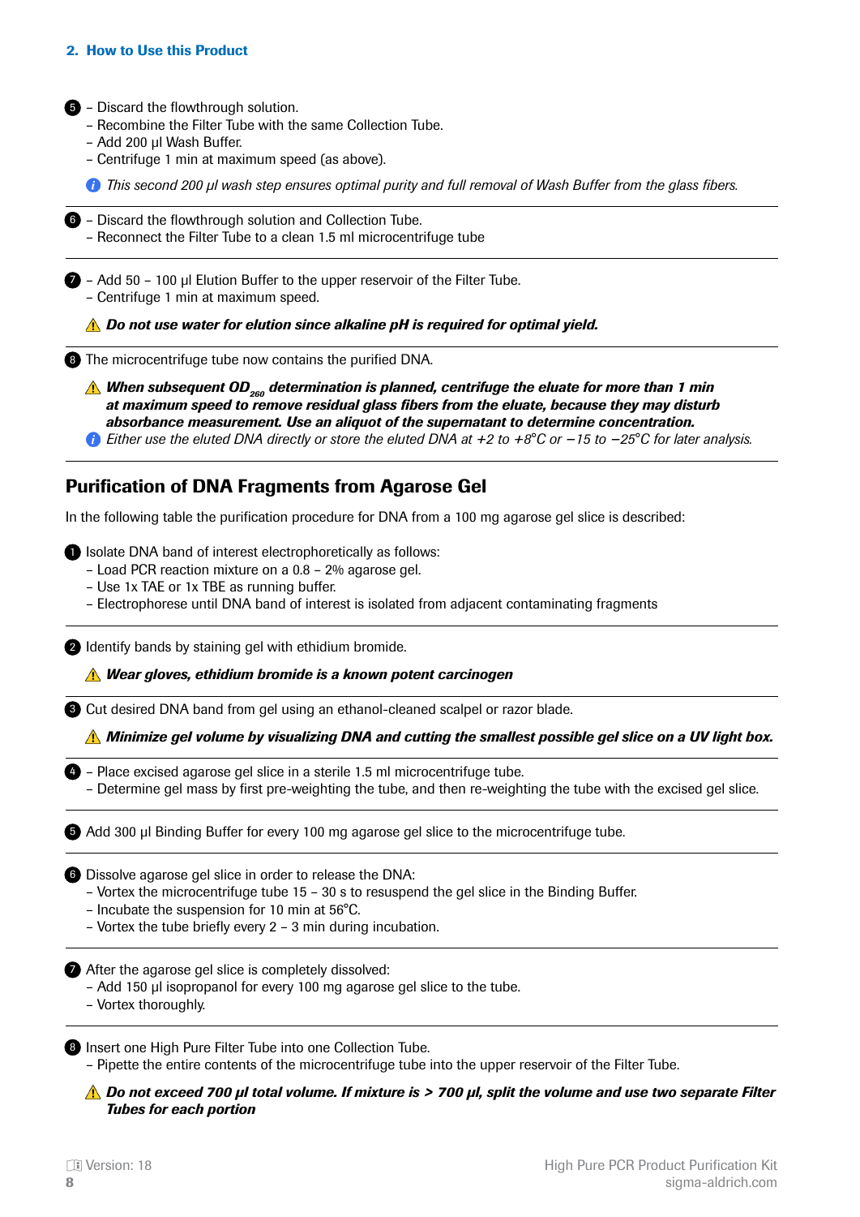## 2. How to Use this Product

5 – Discard the flowthrough solution.
- Recombine the Filter Tube with the same Collection Tube.
- Add 200 µl Wash Buffer.
- Centrifuge 1 min at maximum speed (as above).

ℹ *This second 200 µl wash step ensures optimal purity and full removal of Wash Buffer from the glass fibers.*

---

6 – Discard the flowthrough solution and Collection Tube.
- Reconnect the Filter Tube to a clean 1.5 ml microcentrifuge tube

---

7 – Add 50 – 100 µl Elution Buffer to the upper reservoir of the Filter Tube.
- Centrifuge 1 min at maximum speed.

⚠ ***Do not use water for elution since alkaline pH is required for optimal yield.***

---

8 The microcentrifuge tube now contains the purified DNA.

⚠ ***When subsequent $OD_{260}$ determination is planned, centrifuge the eluate for more than 1 min at maximum speed to remove residual glass fibers from the eluate, because they may disturb absorbance measurement. Use an aliquot of the supernatant to determine concentration.***

ℹ *Either use the eluted DNA directly or store the eluted DNA at +2 to +8°C or −15 to −25°C for later analysis.*

---

## Purification of DNA Fragments from Agarose Gel

In the following table the purification procedure for DNA from a 100 mg agarose gel slice is described:

1 Isolate DNA band of interest electrophoretically as follows:
- Load PCR reaction mixture on a 0.8 – 2% agarose gel.
- Use 1x TAE or 1x TBE as running buffer.
- Electrophorese until DNA band of interest is isolated from adjacent contaminating fragments

---

2 Identify bands by staining gel with ethidium bromide.

⚠ ***Wear gloves, ethidium bromide is a known potent carcinogen***

---

3 Cut desired DNA band from gel using an ethanol-cleaned scalpel or razor blade.

⚠ ***Minimize gel volume by visualizing DNA and cutting the smallest possible gel slice on a UV light box.***

---

4 – Place excised agarose gel slice in a sterile 1.5 ml microcentrifuge tube.
- Determine gel mass by first pre-weighting the tube, and then re-weighting the tube with the excised gel slice.

---

5 Add 300 µl Binding Buffer for every 100 mg agarose gel slice to the microcentrifuge tube.

---

6 Dissolve agarose gel slice in order to release the DNA:
- Vortex the microcentrifuge tube 15 – 30 s to resuspend the gel slice in the Binding Buffer.
- Incubate the suspension for 10 min at 56°C.
- Vortex the tube briefly every 2 – 3 min during incubation.

---

7 After the agarose gel slice is completely dissolved:
- Add 150 µl isopropanol for every 100 mg agarose gel slice to the tube.
- Vortex thoroughly.

---

8 Insert one High Pure Filter Tube into one Collection Tube.
- Pipette the entire contents of the microcentrifuge tube into the upper reservoir of the Filter Tube.

⚠ ***Do not exceed 700 µl total volume. If mixture is > 700 µl, split the volume and use two separate Filter Tubes for each portion***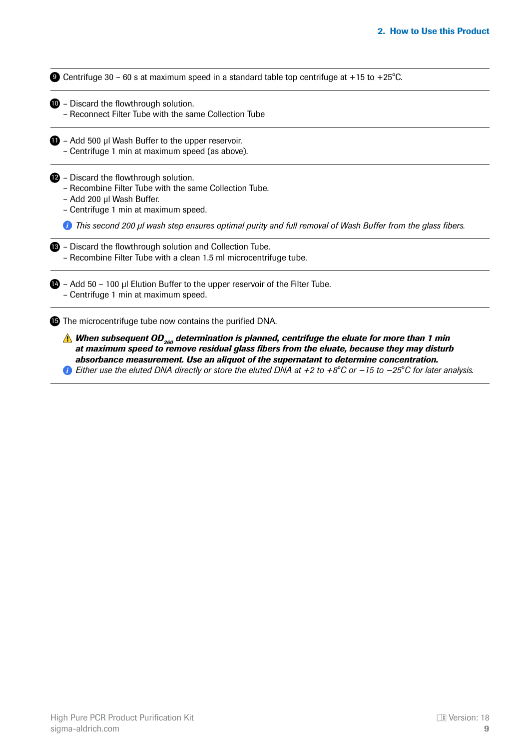9 Centrifuge 30 – 60 s at maximum speed in a standard table top centrifuge at +15 to +25°C.

10 – Discard the flowthrough solution.
– Reconnect Filter Tube with the same Collection Tube

11 – Add 500 µl Wash Buffer to the upper reservoir.
– Centrifuge 1 min at maximum speed (as above).

12 – Discard the flowthrough solution.
– Recombine Filter Tube with the same Collection Tube.
– Add 200 µl Wash Buffer.
– Centrifuge 1 min at maximum speed.

*This second 200 µl wash step ensures optimal purity and full removal of Wash Buffer from the glass fibers.*

13 – Discard the flowthrough solution and Collection Tube.
– Recombine Filter Tube with a clean 1.5 ml microcentrifuge tube.

14 – Add 50 – 100 µl Elution Buffer to the upper reservoir of the Filter Tube.
– Centrifuge 1 min at maximum speed.

15 The microcentrifuge tube now contains the purified DNA.

⚠ ***When subsequent $OD_{260}$ determination is planned, centrifuge the eluate for more than 1 min at maximum speed to remove residual glass fibers from the eluate, because they may disturb absorbance measurement. Use an aliquot of the supernatant to determine concentration.***

*Either use the eluted DNA directly or store the eluted DNA at +2 to +8°C or −15 to −25°C for later analysis.*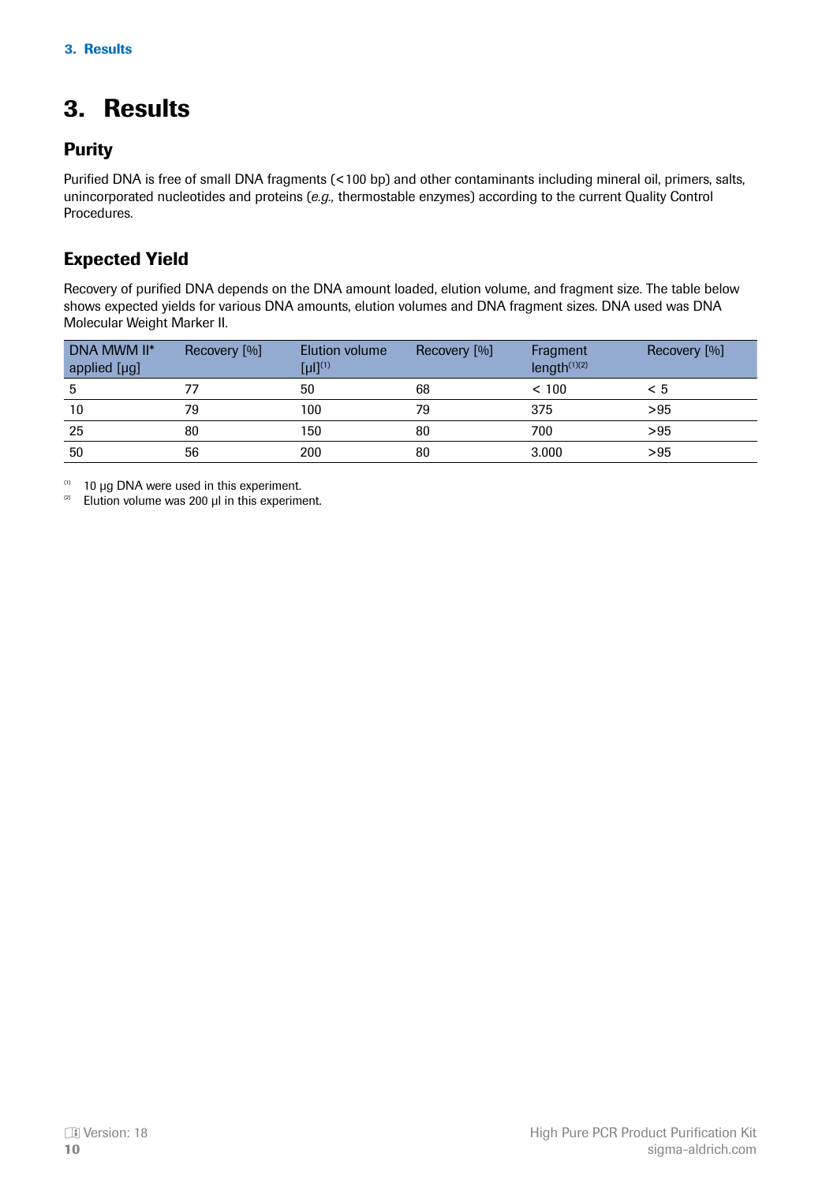# 3. Results

## Purity

Purified DNA is free of small DNA fragments (<100 bp) and other contaminants including mineral oil, primers, salts, unincorporated nucleotides and proteins (*e.g.,* thermostable enzymes) according to the current Quality Control Procedures.

## Expected Yield

Recovery of purified DNA depends on the DNA amount loaded, elution volume, and fragment size. The table below shows expected yields for various DNA amounts, elution volumes and DNA fragment sizes. DNA used was DNA Molecular Weight Marker II.

| DNA MWM II* applied [µg] | Recovery [%] | Elution volume [µl][1] | Recovery [%] | Fragment length[1][2] | Recovery [%] |
|---|---|---|---|---|---|
| 5 | 77 | 50 | 68 | < 100 | < 5 |
| 10 | 79 | 100 | 79 | 375 | >95 |
| 25 | 80 | 150 | 80 | 700 | >95 |
| 50 | 56 | 200 | 80 | 3.000 | >95 |

[1] 10 µg DNA were used in this experiment.
[2] Elution volume was 200 µl in this experiment.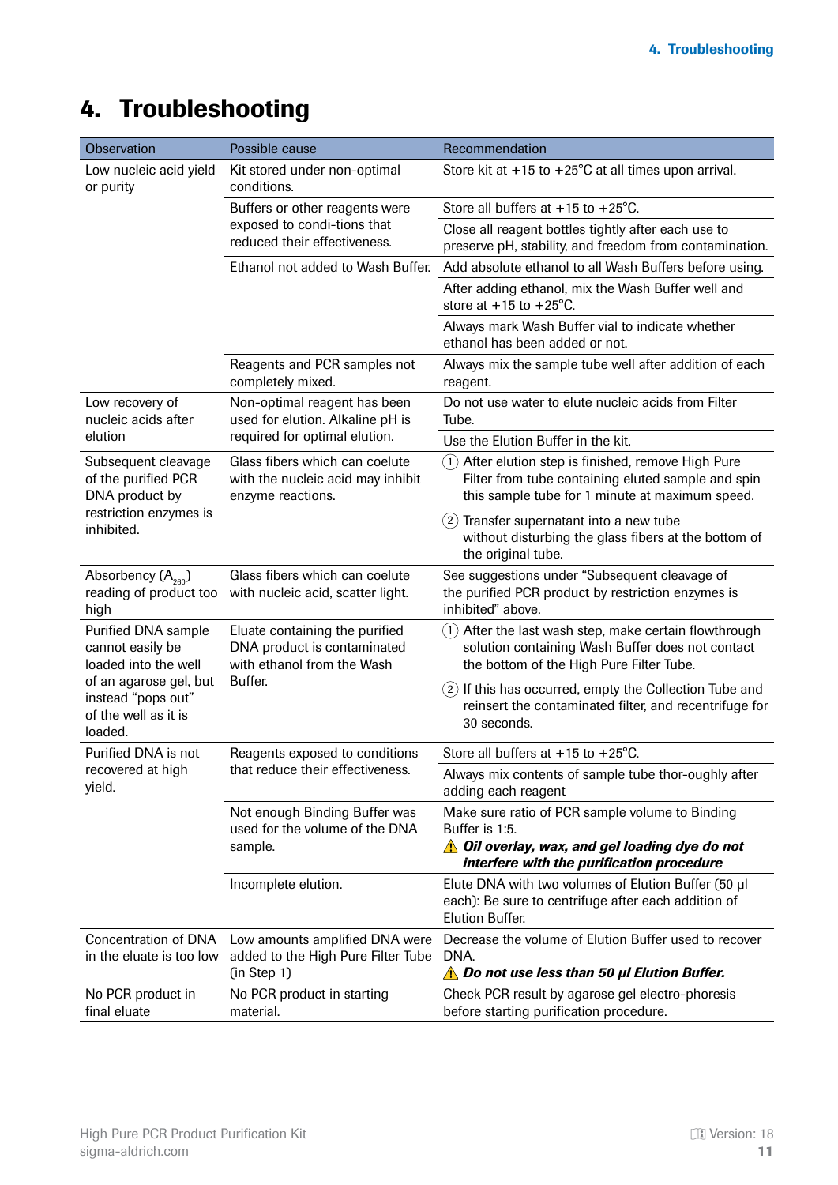# 4. Troubleshooting

| Observation | Possible cause | Recommendation |
|---|---|---|
| Low nucleic acid yield or purity | Kit stored under non-optimal conditions. | Store kit at +15 to +25°C at all times upon arrival. |
| | Buffers or other reagents were exposed to condi-tions that reduced their effectiveness. | Store all buffers at +15 to +25°C. |
| | | Close all reagent bottles tightly after each use to preserve pH, stability, and freedom from contamination. |
| | Ethanol not added to Wash Buffer. | Add absolute ethanol to all Wash Buffers before using. |
| | | After adding ethanol, mix the Wash Buffer well and store at +15 to +25°C. |
| | | Always mark Wash Buffer vial to indicate whether ethanol has been added or not. |
| | Reagents and PCR samples not completely mixed. | Always mix the sample tube well after addition of each reagent. |
| Low recovery of nucleic acids after elution | Non-optimal reagent has been used for elution. Alkaline pH is required for optimal elution. | Do not use water to elute nucleic acids from Filter Tube. |
| | | Use the Elution Buffer in the kit. |
| Subsequent cleavage of the purified PCR DNA product by restriction enzymes is inhibited. | Glass fibers which can coelute with the nucleic acid may inhibit enzyme reactions. | (1) After elution step is finished, remove High Pure Filter from tube containing eluted sample and spin this sample tube for 1 minute at maximum speed.<br>(2) Transfer supernatant into a new tube without disturbing the glass fibers at the bottom of the original tube. |
| Absorbency ($A_{260}$) reading of product too high | Glass fibers which can coelute with nucleic acid, scatter light. | See suggestions under "Subsequent cleavage of the purified PCR product by restriction enzymes is inhibited" above. |
| Purified DNA sample cannot easily be loaded into the well of an agarose gel, but instead "pops out" of the well as it is loaded. | Eluate containing the purified DNA product is contaminated with ethanol from the Wash Buffer. | (1) After the last wash step, make certain flowthrough solution containing Wash Buffer does not contact the bottom of the High Pure Filter Tube.<br>(2) If this has occurred, empty the Collection Tube and reinsert the contaminated filter, and recentrifuge for 30 seconds. |
| Purified DNA is not recovered at high yield. | Reagents exposed to conditions that reduce their effectiveness. | Store all buffers at +15 to +25°C. |
| | | Always mix contents of sample tube thor-oughly after adding each reagent |
| | Not enough Binding Buffer was used for the volume of the DNA sample. | Make sure ratio of PCR sample volume to Binding Buffer is 1:5.<br>⚠ ***Oil overlay, wax, and gel loading dye do not interfere with the purification procedure*** |
| | Incomplete elution. | Elute DNA with two volumes of Elution Buffer (50 µl each): Be sure to centrifuge after each addition of Elution Buffer. |
| Concentration of DNA in the eluate is too low | Low amounts amplified DNA were added to the High Pure Filter Tube (in Step 1) | Decrease the volume of Elution Buffer used to recover DNA.<br>⚠ ***Do not use less than 50 µl Elution Buffer.*** |
| No PCR product in final eluate | No PCR product in starting material. | Check PCR result by agarose gel electro-phoresis before starting purification procedure. |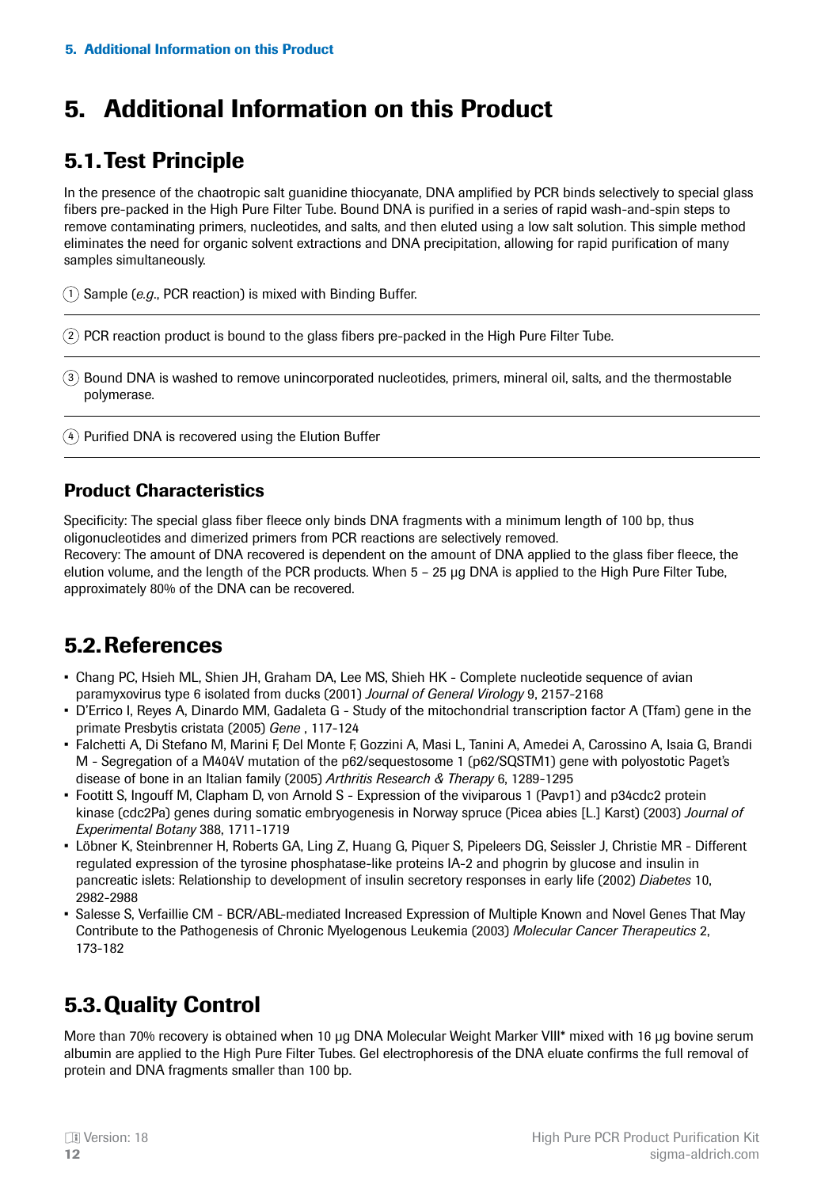# 5. Additional Information on this Product

## 5.1. Test Principle

In the presence of the chaotropic salt guanidine thiocyanate, DNA amplified by PCR binds selectively to special glass fibers pre-packed in the High Pure Filter Tube. Bound DNA is purified in a series of rapid wash-and-spin steps to remove contaminating primers, nucleotides, and salts, and then eluted using a low salt solution. This simple method eliminates the need for organic solvent extractions and DNA precipitation, allowing for rapid purification of many samples simultaneously.

1. Sample (*e.g.*, PCR reaction) is mixed with Binding Buffer.
2. PCR reaction product is bound to the glass fibers pre-packed in the High Pure Filter Tube.
3. Bound DNA is washed to remove unincorporated nucleotides, primers, mineral oil, salts, and the thermostable polymerase.
4. Purified DNA is recovered using the Elution Buffer

### Product Characteristics

Specificity: The special glass fiber fleece only binds DNA fragments with a minimum length of 100 bp, thus oligonucleotides and dimerized primers from PCR reactions are selectively removed.
Recovery: The amount of DNA recovered is dependent on the amount of DNA applied to the glass fiber fleece, the elution volume, and the length of the PCR products. When 5 – 25 µg DNA is applied to the High Pure Filter Tube, approximately 80% of the DNA can be recovered.

## 5.2. References

- Chang PC, Hsieh ML, Shien JH, Graham DA, Lee MS, Shieh HK - Complete nucleotide sequence of avian paramyxovirus type 6 isolated from ducks (2001) *Journal of General Virology* 9, 2157-2168
- D'Errico I, Reyes A, Dinardo MM, Gadaleta G - Study of the mitochondrial transcription factor A (Tfam) gene in the primate Presbytis cristata (2005) *Gene* , 117-124
- Falchetti A, Di Stefano M, Marini F, Del Monte F, Gozzini A, Masi L, Tanini A, Amedei A, Carossino A, Isaia G, Brandi M - Segregation of a M404V mutation of the p62/sequestosome 1 (p62/SQSTM1) gene with polyostotic Paget's disease of bone in an Italian family (2005) *Arthritis Research & Therapy* 6, 1289-1295
- Footitt S, Ingouff M, Clapham D, von Arnold S - Expression of the viviparous 1 (Pavp1) and p34cdc2 protein kinase (cdc2Pa) genes during somatic embryogenesis in Norway spruce (Picea abies [L.] Karst) (2003) *Journal of Experimental Botany* 388, 1711-1719
- Löbner K, Steinbrenner H, Roberts GA, Ling Z, Huang G, Piquer S, Pipeleers DG, Seissler J, Christie MR - Different regulated expression of the tyrosine phosphatase-like proteins IA-2 and phogrin by glucose and insulin in pancreatic islets: Relationship to development of insulin secretory responses in early life (2002) *Diabetes* 10, 2982-2988
- Salesse S, Verfaillie CM - BCR/ABL-mediated Increased Expression of Multiple Known and Novel Genes That May Contribute to the Pathogenesis of Chronic Myelogenous Leukemia (2003) *Molecular Cancer Therapeutics* 2, 173-182

## 5.3. Quality Control

More than 70% recovery is obtained when 10 µg DNA Molecular Weight Marker VIII* mixed with 16 µg bovine serum albumin are applied to the High Pure Filter Tubes. Gel electrophoresis of the DNA eluate confirms the full removal of protein and DNA fragments smaller than 100 bp.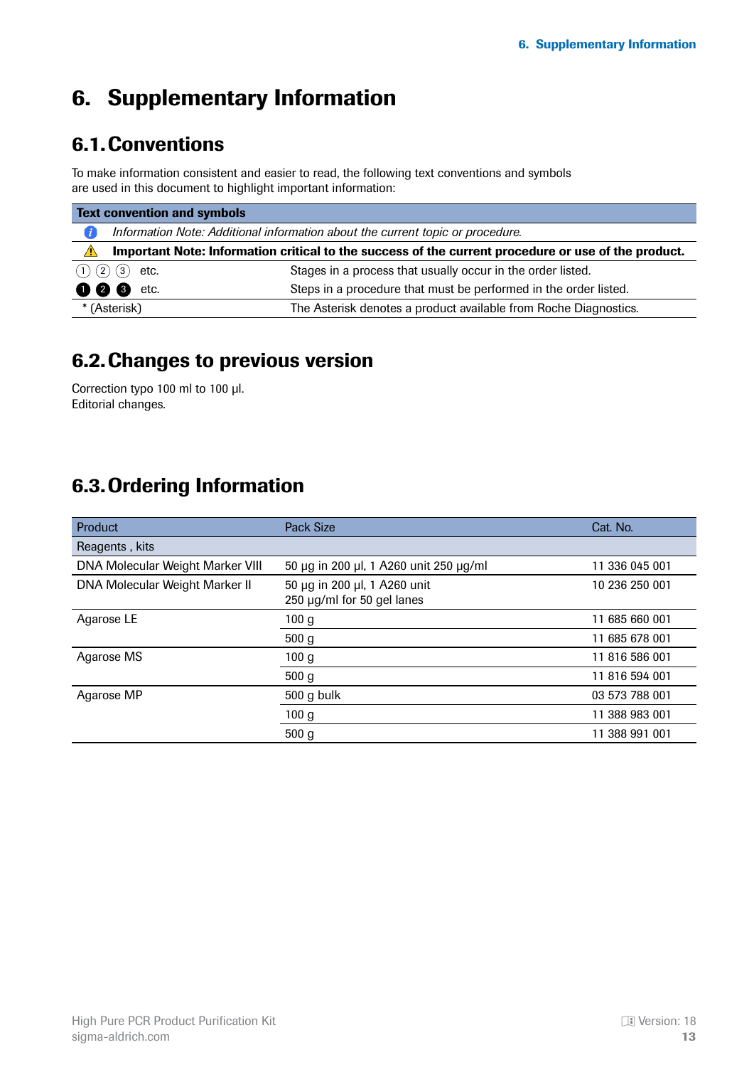# 6. Supplementary Information

## 6.1. Conventions

To make information consistent and easier to read, the following text conventions and symbols are used in this document to highlight important information:

| Text convention and symbols | |
|---|---|
| *Information Note: Additional information about the current topic or procedure.* | |
| **Important Note: Information critical to the success of the current procedure or use of the product.** | |
| ① ② ③ etc. | Stages in a process that usually occur in the order listed. |
| ❶ ❷ ❸ etc. | Steps in a procedure that must be performed in the order listed. |
| * (Asterisk) | The Asterisk denotes a product available from Roche Diagnostics. |

## 6.2. Changes to previous version

Correction typo 100 ml to 100 µl.
Editorial changes.

## 6.3. Ordering Information

| Product | Pack Size | Cat. No. |
|---|---|---|
| Reagents , kits | | |
| DNA Molecular Weight Marker VIII | 50 µg in 200 µl, 1 A260 unit 250 µg/ml | 11 336 045 001 |
| DNA Molecular Weight Marker II | 50 µg in 200 µl, 1 A260 unit 250 µg/ml for 50 gel lanes | 10 236 250 001 |
| Agarose LE | 100 g | 11 685 660 001 |
| | 500 g | 11 685 678 001 |
| Agarose MS | 100 g | 11 816 586 001 |
| | 500 g | 11 816 594 001 |
| Agarose MP | 500 g bulk | 03 573 788 001 |
| | 100 g | 11 388 983 001 |
| | 500 g | 11 388 991 001 |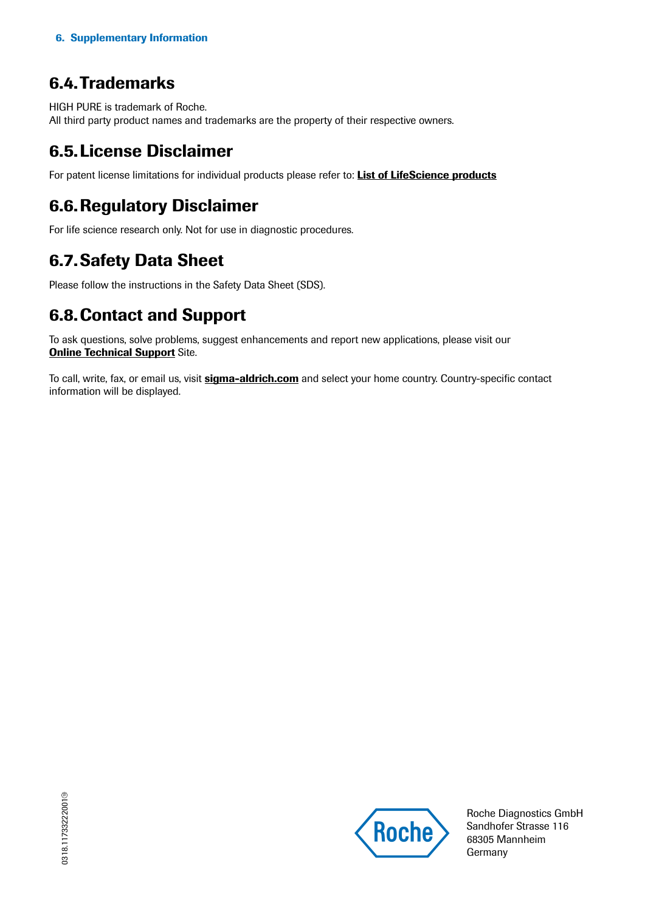## 6.4. Trademarks

HIGH PURE is trademark of Roche.
All third party product names and trademarks are the property of their respective owners.

## 6.5. License Disclaimer

For patent license limitations for individual products please refer to: **List of LifeScience products**

## 6.6. Regulatory Disclaimer

For life science research only. Not for use in diagnostic procedures.

## 6.7. Safety Data Sheet

Please follow the instructions in the Safety Data Sheet (SDS).

## 6.8. Contact and Support

To ask questions, solve problems, suggest enhancements and report new applications, please visit our **Online Technical Support** Site.

To call, write, fax, or email us, visit **sigma-aldrich.com** and select your home country. Country-specific contact information will be displayed.

0318.11733222001⑨

Roche Diagnostics GmbH
Sandhofer Strasse 116
68305 Mannheim
Germany